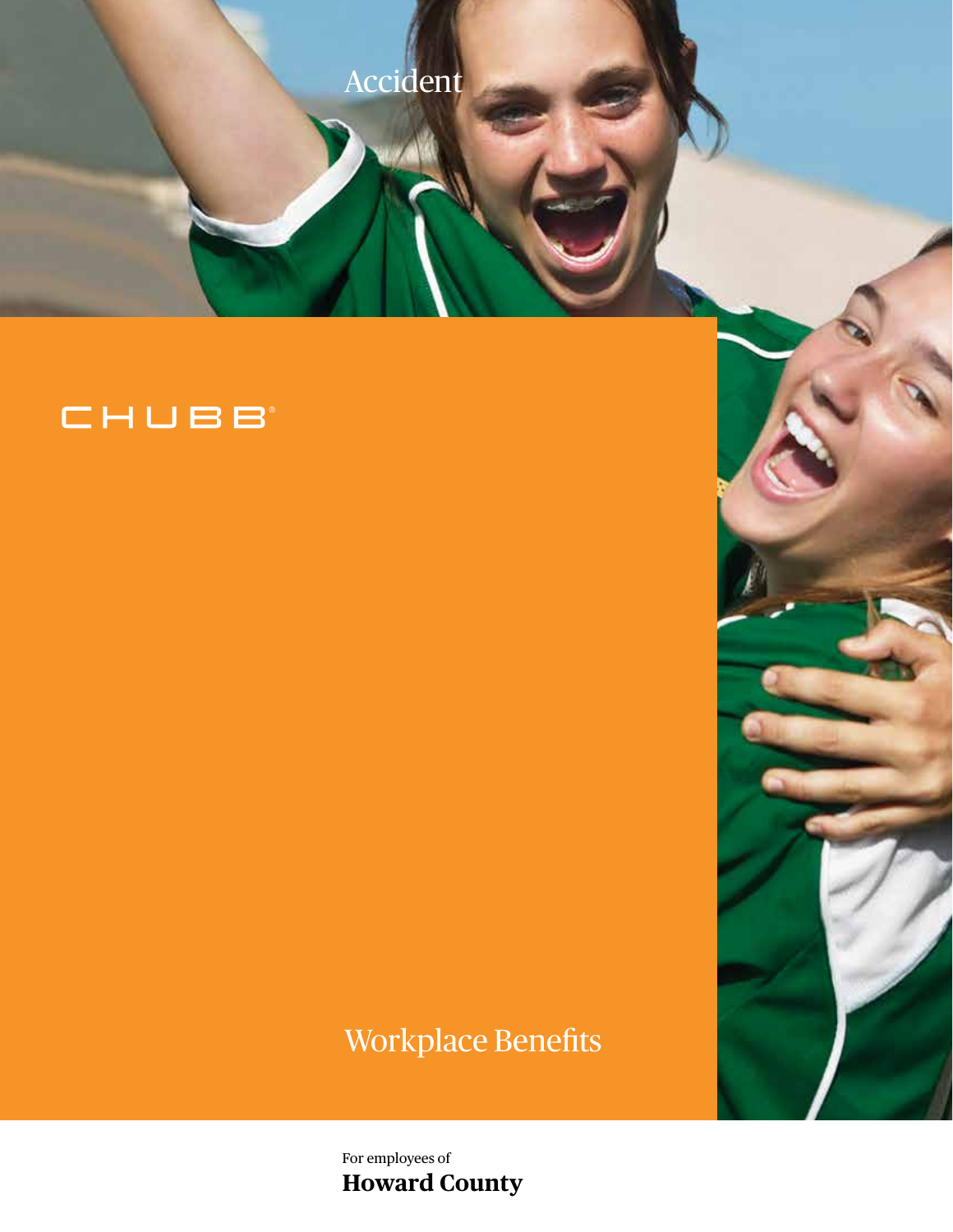# Accident

CHUBB®

## Workplace Benefits

For employees of

**Howard County**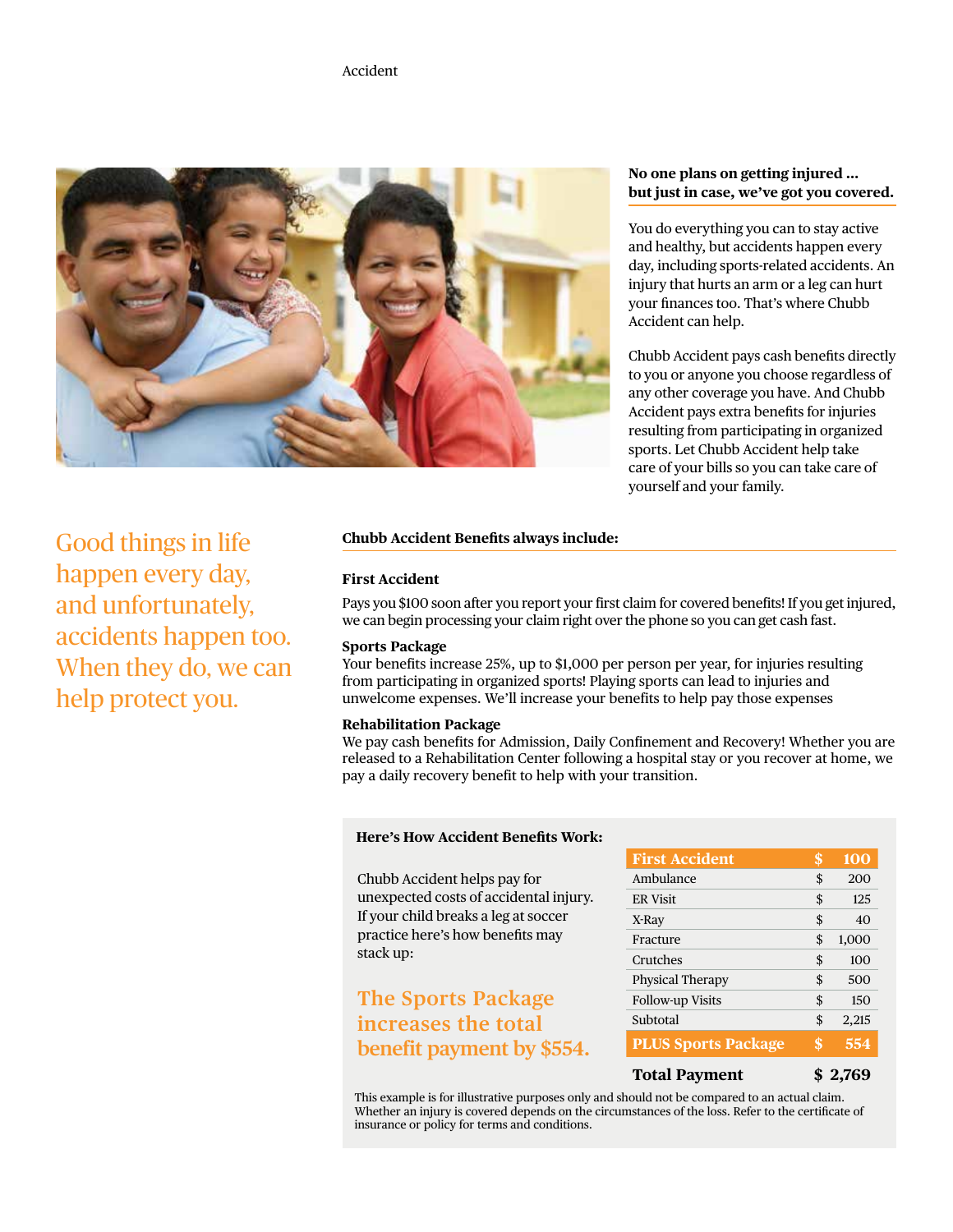Accident

**No one plans on getting injured ... but just in case, we've got you covered.**

You do everything you can to stay active and healthy, but accidents happen every day, including sports-related accidents. An injury that hurts an arm or a leg can hurt your finances too. That's where Chubb Accident can help.

Chubb Accident pays cash benefits directly to you or anyone you choose regardless of any other coverage you have. And Chubb Accident pays extra benefits for injuries resulting from participating in organized sports. Let Chubb Accident help take care of your bills so you can take care of yourself and your family.

Good things in life happen every day, and unfortunately, accidents happen too. When they do, we can help protect you.

**Chubb Accident Benefits always include:**

**First Accident**

Pays you $100 soon after you report your first claim for covered benefits! If you get injured, we can begin processing your claim right over the phone so you can get cash fast.

**Sports Package**

Your benefits increase 25%, up to $1,000 per person per year, for injuries resulting from participating in organized sports! Playing sports can lead to injuries and unwelcome expenses. We'll increase your benefits to help pay those expenses

**Rehabilitation Package**

We pay cash benefits for Admission, Daily Confinement and Recovery! Whether you are released to a Rehabilitation Center following a hospital stay or you recover at home, we pay a daily recovery benefit to help with your transition.

**Here's How Accident Benefits Work:**

Chubb Accident helps pay for unexpected costs of accidental injury. If your child breaks a leg at soccer practice here's how benefits may stack up:

The Sports Package increases the total benefit payment by $554.

| First Accident | $ | 100 |
|---|---|---|
| Ambulance | $ | 200 |
| ER Visit | $ | 125 |
| X-Ray | $ | 40 |
| Fracture | $ | 1,000 |
| Crutches | $ | 100 |
| Physical Therapy | $ | 500 |
| Follow-up Visits | $ | 150 |
| Subtotal | $ | 2,215 |
| PLUS Sports Package | $ | 554 |
| **Total Payment** | **$** | **2,769** |

This example is for illustrative purposes only and should not be compared to an actual claim. Whether an injury is covered depends on the circumstances of the loss. Refer to the certificate of insurance or policy for terms and conditions.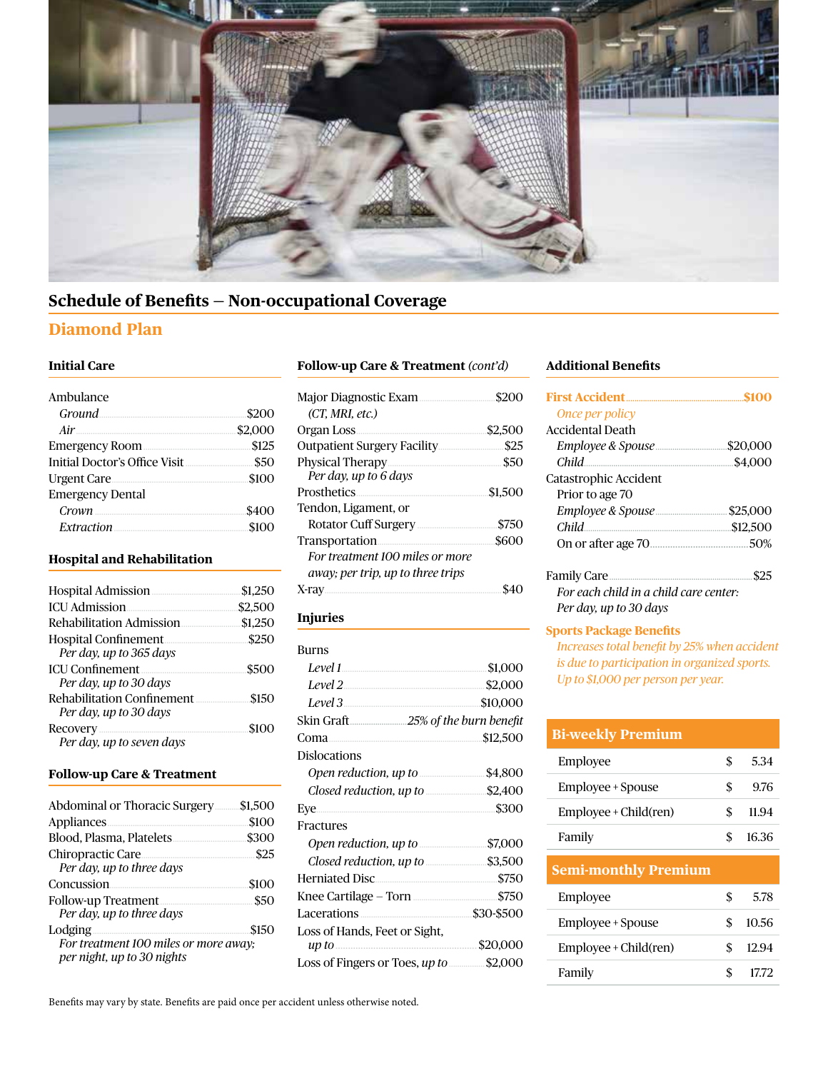## Schedule of Benefits — Non-occupational Coverage

### Diamond Plan

#### Initial Care

| Benefit | Amount |
|---|---|
| Ambulance | |
| *Ground* | $200 |
| *Air* | $2,000 |
| Emergency Room | $125 |
| Initial Doctor's Office Visit | $50 |
| Urgent Care | $100 |
| Emergency Dental | |
| *Crown* | $400 |
| *Extraction* | $100 |

#### Hospital and Rehabilitation

| Benefit | Amount |
|---|---|
| Hospital Admission | $1,250 |
| ICU Admission | $2,500 |
| Rehabilitation Admission | $1,250 |
| Hospital Confinement<br>*Per day, up to 365 days* | $250 |
| ICU Confinement<br>*Per day, up to 30 days* | $500 |
| Rehabilitation Confinement<br>*Per day, up to 30 days* | $150 |
| Recovery<br>*Per day, up to seven days* | $100 |

#### Follow-up Care & Treatment

| Benefit | Amount |
|---|---|
| Abdominal or Thoracic Surgery | $1,500 |
| Appliances | $100 |
| Blood, Plasma, Platelets | $300 |
| Chiropractic Care<br>*Per day, up to three days* | $25 |
| Concussion | $100 |
| Follow-up Treatment<br>*Per day, up to three days* | $50 |
| Lodging<br>*For treatment 100 miles or more away; per night, up to 30 nights* | $150 |

#### Follow-up Care & Treatment *(cont'd)*

| Benefit | Amount |
|---|---|
| Major Diagnostic Exam<br>*(CT, MRI, etc.)* | $200 |
| Organ Loss | $2,500 |
| Outpatient Surgery Facility | $25 |
| Physical Therapy<br>*Per day, up to 6 days* | $50 |
| Prosthetics | $1,500 |
| Tendon, Ligament, or Rotator Cuff Surgery | $750 |
| Transportation<br>*For treatment 100 miles or more away; per trip, up to three trips* | $600 |
| X-ray | $40 |

#### Injuries

| Benefit | Amount |
|---|---|
| Burns | |
| *Level 1* | $1,000 |
| *Level 2* | $2,000 |
| *Level 3* | $10,000 |
| Skin Graft | *25% of the burn benefit* |
| Coma | $12,500 |
| Dislocations | |
| *Open reduction, up to* | $4,800 |
| *Closed reduction, up to* | $2,400 |
| Eye | $300 |
| Fractures | |
| *Open reduction, up to* | $7,000 |
| *Closed reduction, up to* | $3,500 |
| Herniated Disc | $750 |
| Knee Cartilage – Torn | $750 |
| Lacerations | $30-$500 |
| Loss of Hands, Feet or Sight, *up to* | $20,000 |
| Loss of Fingers or Toes, *up to* | $2,000 |

#### Additional Benefits

| Benefit | Amount |
|---|---|
| **First Accident**<br>*Once per policy* | **$100** |
| Accidental Death | |
| *Employee & Spouse* | $20,000 |
| *Child* | $4,000 |
| Catastrophic Accident | |
| Prior to age 70 | |
| *Employee & Spouse* | $25,000 |
| *Child* | $12,500 |
| On or after age 70 | 50% |
| Family Care<br>*For each child in a child care center: Per day, up to 30 days* | $25 |

**Sports Package Benefits**

*Increases total benefit by 25% when accident is due to participation in organized sports. Up to $1,000 per person per year.*

| Bi-weekly Premium | | |
|---|---|---|
| Employee | $ | 5.34 |
| Employee + Spouse | $ | 9.76 |
| Employee + Child(ren) | $ | 11.94 |
| Family | $ | 16.36 |

| Semi-monthly Premium | | |
|---|---|---|
| Employee | $ | 5.78 |
| Employee + Spouse | $ | 10.56 |
| Employee + Child(ren) | $ | 12.94 |
| Family | $ | 17.72 |

Benefits may vary by state. Benefits are paid once per accident unless otherwise noted.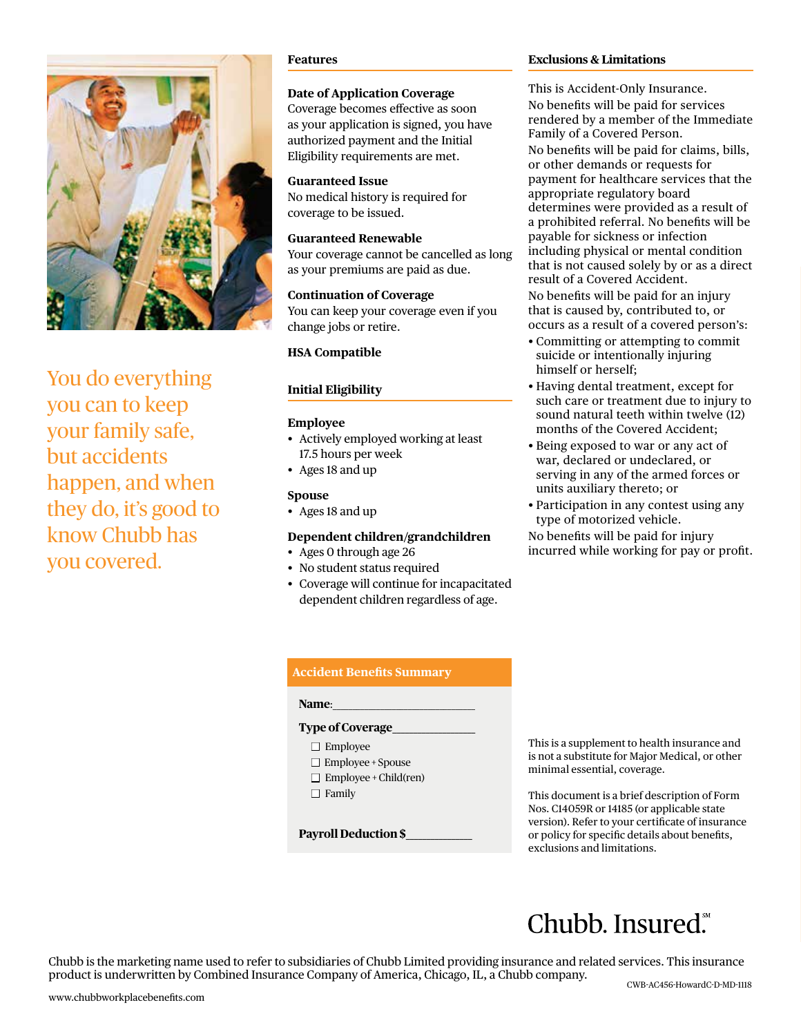You do everything you can to keep your family safe, but accidents happen, and when they do, it's good to know Chubb has you covered.

## Features

**Date of Application Coverage**
Coverage becomes effective as soon as your application is signed, you have authorized payment and the Initial Eligibility requirements are met.

**Guaranteed Issue**
No medical history is required for coverage to be issued.

**Guaranteed Renewable**
Your coverage cannot be cancelled as long as your premiums are paid as due.

**Continuation of Coverage**
You can keep your coverage even if you change jobs or retire.

**HSA Compatible**

## Initial Eligibility

**Employee**
- Actively employed working at least 17.5 hours per week
- Ages 18 and up

**Spouse**
- Ages 18 and up

**Dependent children/grandchildren**
- Ages 0 through age 26
- No student status required
- Coverage will continue for incapacitated dependent children regardless of age.

## Accident Benefits Summary

**Name:**________________________

**Type of Coverage**_____________

- ☐ Employee
- ☐ Employee + Spouse
- ☐ Employee + Child(ren)
- ☐ Family

**Payroll Deduction $**__________

## Exclusions & Limitations

This is Accident-Only Insurance.

No benefits will be paid for services rendered by a member of the Immediate Family of a Covered Person.

No benefits will be paid for claims, bills, or other demands or requests for payment for healthcare services that the appropriate regulatory board determines were provided as a result of a prohibited referral. No benefits will be payable for sickness or infection including physical or mental condition that is not caused solely by or as a direct result of a Covered Accident.

No benefits will be paid for an injury that is caused by, contributed to, or occurs as a result of a covered person's:

- Committing or attempting to commit suicide or intentionally injuring himself or herself;
- Having dental treatment, except for such care or treatment due to injury to sound natural teeth within twelve (12) months of the Covered Accident;
- Being exposed to war or any act of war, declared or undeclared, or serving in any of the armed forces or units auxiliary thereto; or
- Participation in any contest using any type of motorized vehicle.

No benefits will be paid for injury incurred while working for pay or profit.

This is a supplement to health insurance and is not a substitute for Major Medical, or other minimal essential, coverage.

This document is a brief description of Form Nos. C14059R or 14185 (or applicable state version). Refer to your certificate of insurance or policy for specific details about benefits, exclusions and limitations.

Chubb. Insured.℠

Chubb is the marketing name used to refer to subsidiaries of Chubb Limited providing insurance and related services. This insurance product is underwritten by Combined Insurance Company of America, Chicago, IL, a Chubb company.

CWB-AC456-HowardC-D-MD-1118

www.chubbworkplacebenefits.com